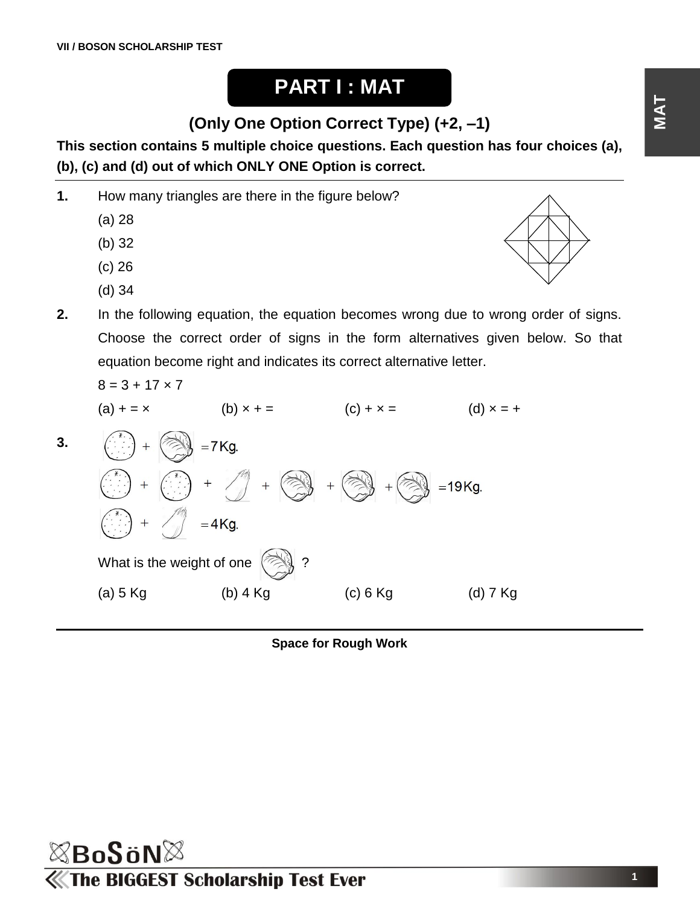# PART I : MAT

## (Only One Option Correct Type) (+2, –1)

**This section contains 5 multiple choice questions. Each question has four choices (a), (b), (c) and (d) out of which ONLY ONE Option is correct.**

---

**1.** How many triangles are there in the figure below?

(a) 28

(b) 32

(c) 26

(d) 34

**2.** In the following equation, the equation becomes wrong due to wrong order of signs. Choose the correct order of signs in the form alternatives given below. So that equation become right and indicates its correct alternative letter.

8 = 3 + 17 × 7

(a) + = ×  (b) × + =  (c) + × =  (d) × = +

**3.** orange + cabbage = 7 Kg.

orange + orange + brinjal + cabbage + cabbage + cabbage = 19 Kg.

orange + brinjal = 4 Kg.

What is the weight of one cabbage ?

(a) 5 Kg  (b) 4 Kg  (c) 6 Kg  (d) 7 Kg

---

**Space for Rough Work**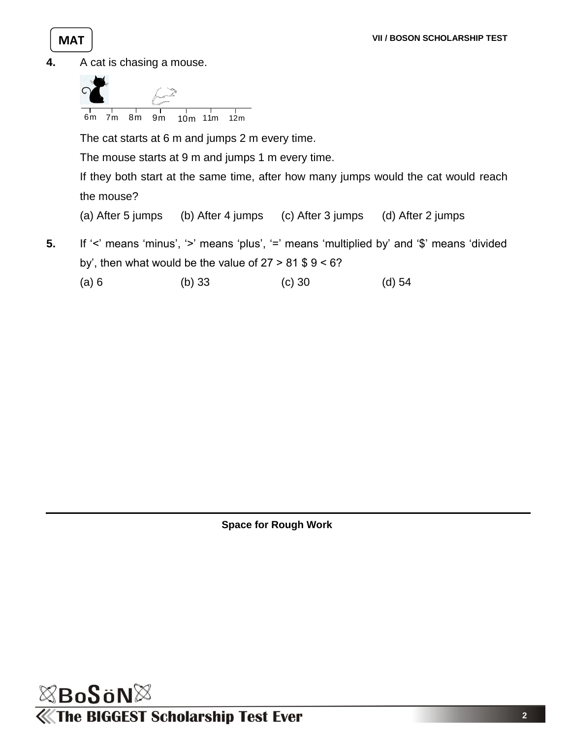**4.** A cat is chasing a mouse.

6m 7m 8m 9m 10m 11m 12m

The cat starts at 6 m and jumps 2 m every time.

The mouse starts at 9 m and jumps 1 m every time.

If they both start at the same time, after how many jumps would the cat would reach the mouse?

(a) After 5 jumps (b) After 4 jumps (c) After 3 jumps (d) After 2 jumps

**5.** If '<' means 'minus', '>' means 'plus', '=' means 'multiplied by' and '$' means 'divided by', then what would be the value of 27 > 81 $ 9 < 6?

(a) 6 (b) 33 (c) 30 (d) 54

**Space for Rough Work**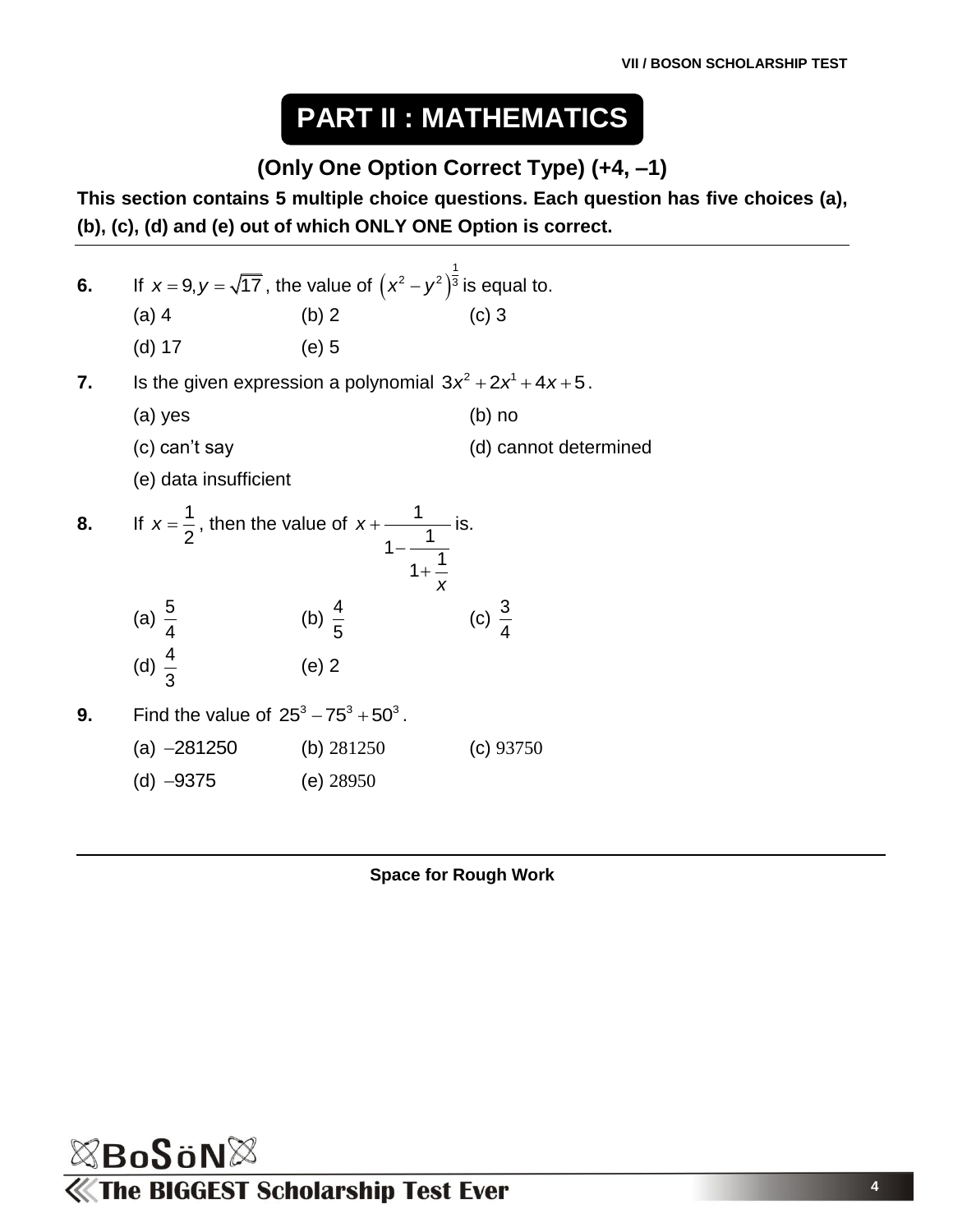# PART II : MATHEMATICS

## (Only One Option Correct Type) (+4, –1)

**This section contains 5 multiple choice questions. Each question has five choices (a), (b), (c), (d) and (e) out of which ONLY ONE Option is correct.**

---

**6.** If $x = 9, y = \sqrt{17}$, the value of $\left(x^2 - y^2\right)^{\frac{1}{3}}$ is equal to.

(a) 4 (b) 2 (c) 3

(d) 17 (e) 5

**7.** Is the given expression a polynomial $3x^2 + 2x^1 + 4x + 5$.

(a) yes (b) no

(c) can't say (d) cannot determined

(e) data insufficient

**8.** If $x = \frac{1}{2}$, then the value of $x + \cfrac{1}{1 - \cfrac{1}{1 + \cfrac{1}{x}}}$ is.

(a) $\frac{5}{4}$ (b) $\frac{4}{5}$ (c) $\frac{3}{4}$

(d) $\frac{4}{3}$ (e) 2

**9.** Find the value of $25^3 - 75^3 + 50^3$.

(a) $-281250$ (b) 281250 (c) 93750

(d) $-9375$ (e) 28950

---

**Space for Rough Work**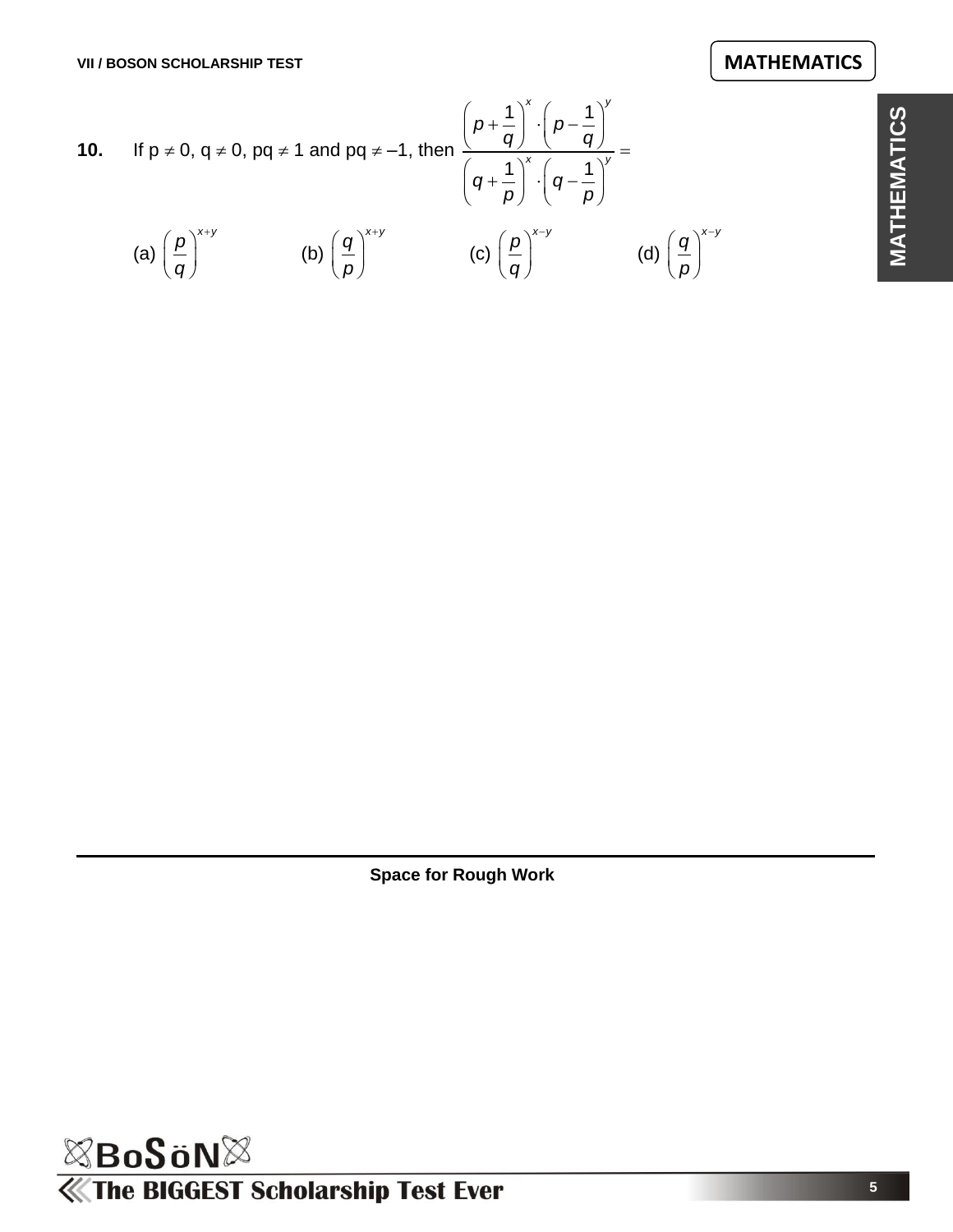**10.** If p $\neq$ 0, q $\neq$ 0, pq $\neq$ 1 and pq $\neq$ –1, then $\dfrac{\left(p+\dfrac{1}{q}\right)^{x}\cdot\left(p-\dfrac{1}{q}\right)^{y}}{\left(q+\dfrac{1}{p}\right)^{x}\cdot\left(q-\dfrac{1}{p}\right)^{y}} =$

(a) $\left(\dfrac{p}{q}\right)^{x+y}$ (b) $\left(\dfrac{q}{p}\right)^{x+y}$ (c) $\left(\dfrac{p}{q}\right)^{x-y}$ (d) $\left(\dfrac{q}{p}\right)^{x-y}$

**Space for Rough Work**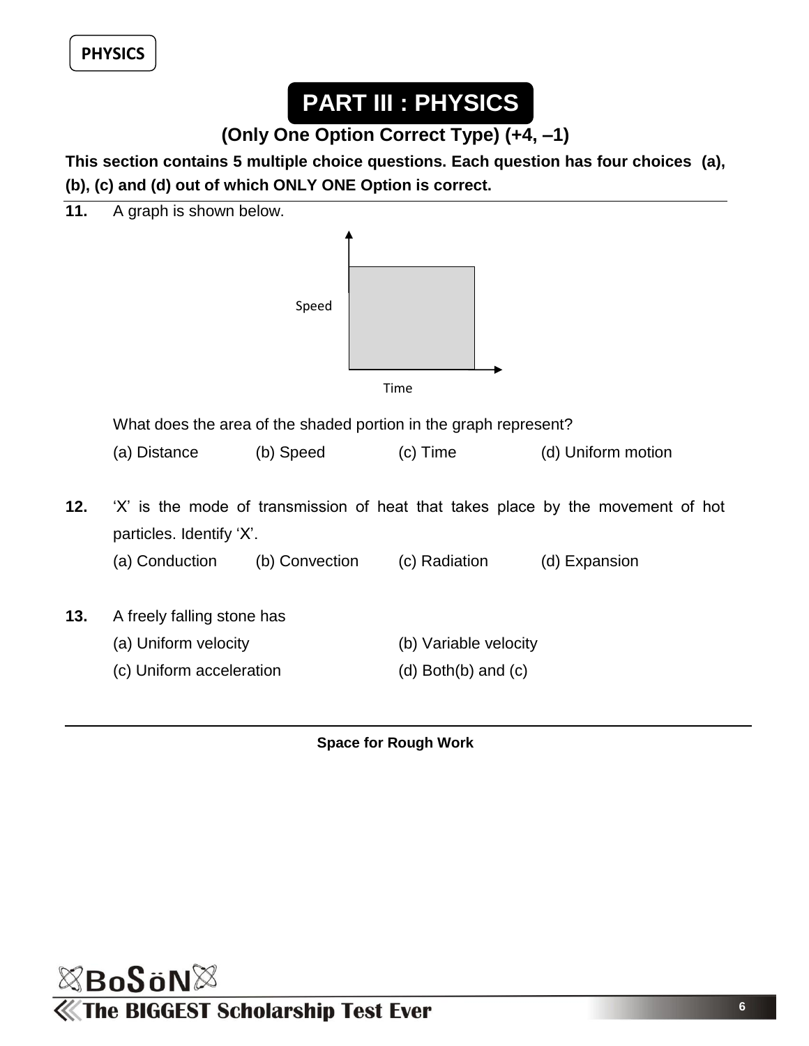# PART III : PHYSICS

### (Only One Option Correct Type) (+4, –1)

**This section contains 5 multiple choice questions. Each question has four choices (a), (b), (c) and (d) out of which ONLY ONE Option is correct.**

**11.** A graph is shown below.

Speed

Time

What does the area of the shaded portion in the graph represent?

(a) Distance (b) Speed (c) Time (d) Uniform motion

**12.** 'X' is the mode of transmission of heat that takes place by the movement of hot particles. Identify 'X'.

(a) Conduction (b) Convection (c) Radiation (d) Expansion

**13.** A freely falling stone has

(a) Uniform velocity (b) Variable velocity

(c) Uniform acceleration (d) Both(b) and (c)

**Space for Rough Work**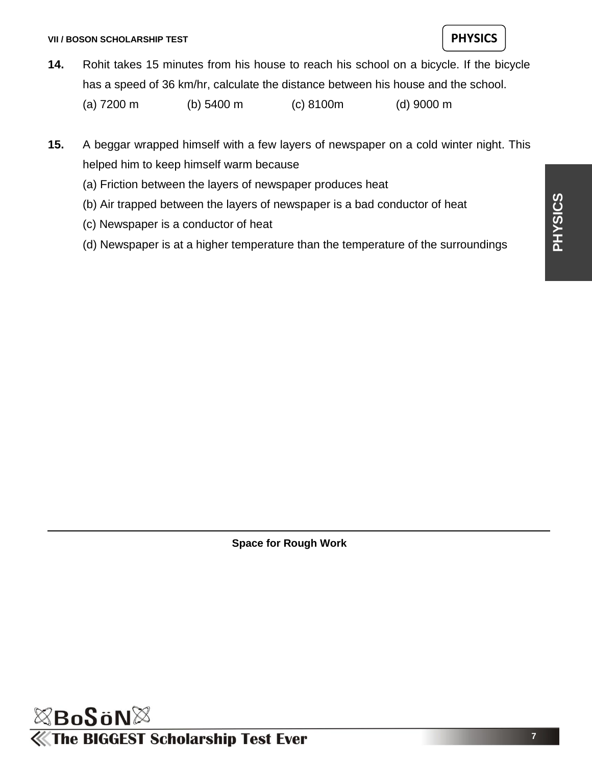**14.** Rohit takes 15 minutes from his house to reach his school on a bicycle. If the bicycle has a speed of 36 km/hr, calculate the distance between his house and the school.

(a) 7200 m (b) 5400 m (c) 8100m (d) 9000 m

**15.** A beggar wrapped himself with a few layers of newspaper on a cold winter night. This helped him to keep himself warm because

(a) Friction between the layers of newspaper produces heat

(b) Air trapped between the layers of newspaper is a bad conductor of heat

(c) Newspaper is a conductor of heat

(d) Newspaper is at a higher temperature than the temperature of the surroundings

**Space for Rough Work**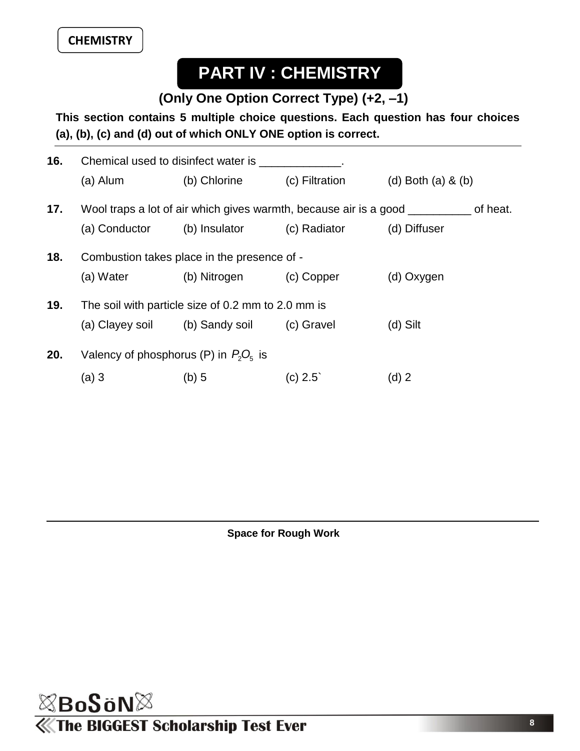# PART IV : CHEMISTRY

**(Only One Option Correct Type) (+2, –1)**

**This section contains 5 multiple choice questions. Each question has four choices (a), (b), (c) and (d) out of which ONLY ONE option is correct.**

---

**16.** Chemical used to disinfect water is _____________.

(a) Alum (b) Chlorine (c) Filtration (d) Both (a) & (b)

**17.** Wool traps a lot of air which gives warmth, because air is a good __________ of heat.

(a) Conductor (b) Insulator (c) Radiator (d) Diffuser

**18.** Combustion takes place in the presence of -

(a) Water (b) Nitrogen (c) Copper (d) Oxygen

**19.** The soil with particle size of 0.2 mm to 2.0 mm is

(a) Clayey soil (b) Sandy soil (c) Gravel (d) Silt

**20.** Valency of phosphorus (P) in $P_2O_5$ is

(a) 3 (b) 5 (c) 2.5` (d) 2

---

**Space for Rough Work**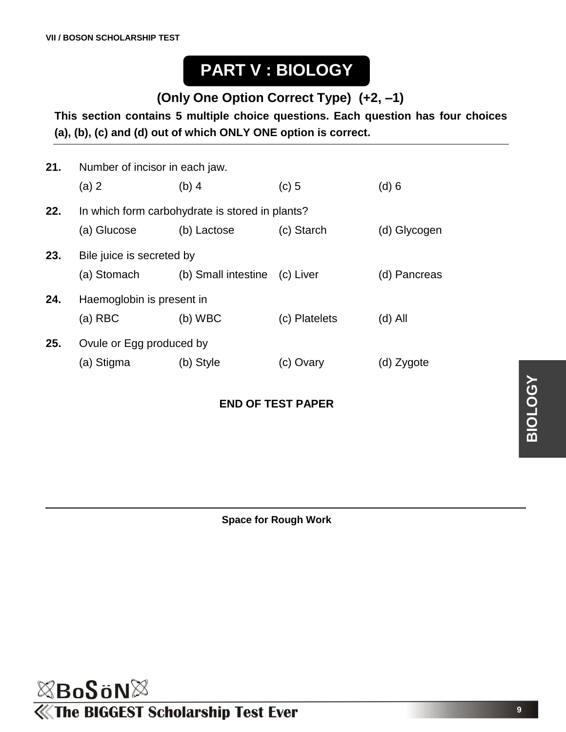# PART V : BIOLOGY

**(Only One Option Correct Type) (+2, –1)**

**This section contains 5 multiple choice questions. Each question has four choices (a), (b), (c) and (d) out of which ONLY ONE option is correct.**

**21.** Number of incisor in each jaw.

(a) 2 (b) 4 (c) 5 (d) 6

**22.** In which form carbohydrate is stored in plants?

(a) Glucose (b) Lactose (c) Starch (d) Glycogen

**23.** Bile juice is secreted by

(a) Stomach (b) Small intestine (c) Liver (d) Pancreas

**24.** Haemoglobin is present in

(a) RBC (b) WBC (c) Platelets (d) All

**25.** Ovule or Egg produced by

(a) Stigma (b) Style (c) Ovary (d) Zygote

**END OF TEST PAPER**

**Space for Rough Work**